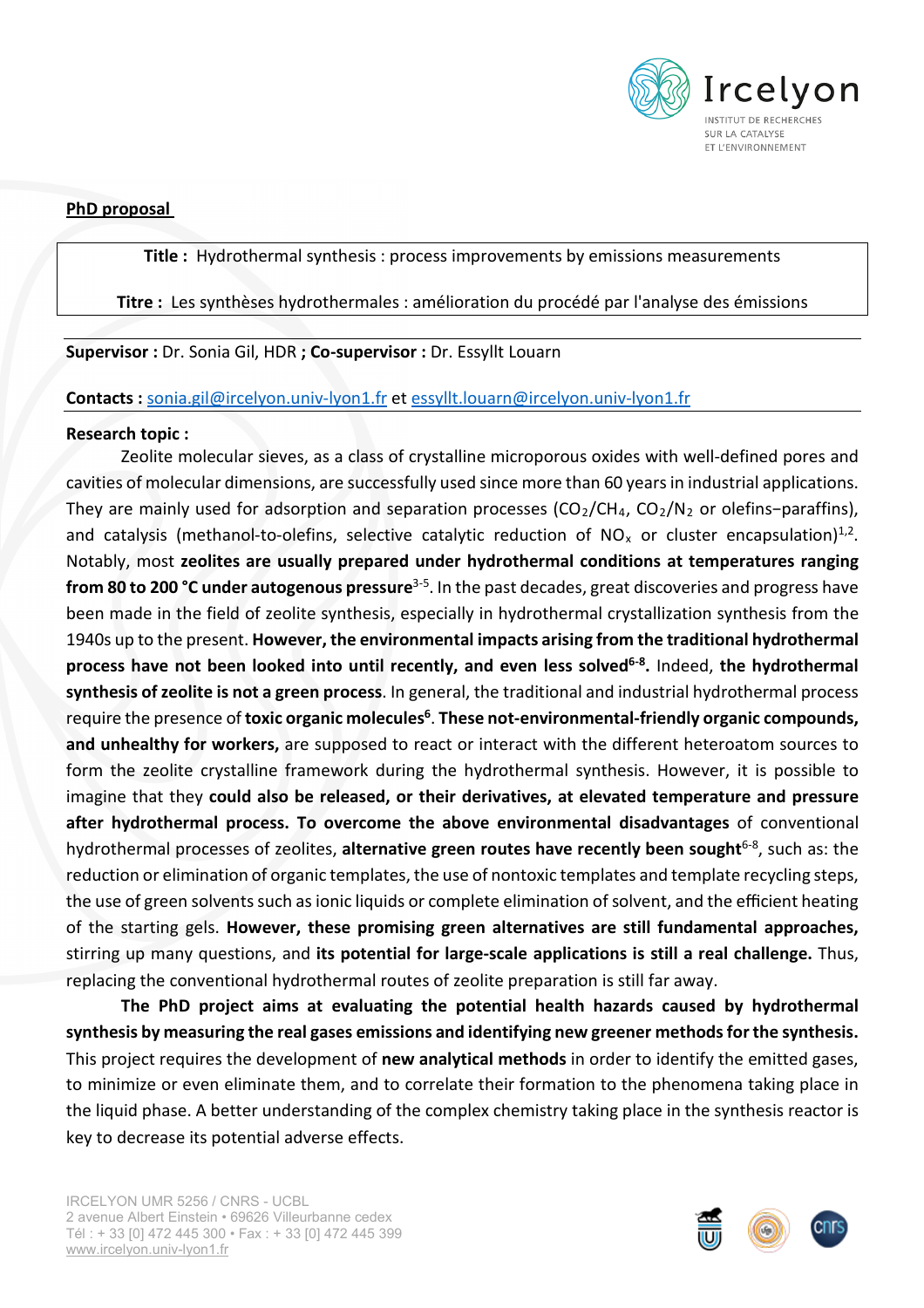**PhD proposal**

| **Title :** Hydrothermal synthesis : process improvements by emissions measurements |
| --- |
| **Titre :** Les synthèses hydrothermales : amélioration du procédé par l'analyse des émissions |

**Supervisor :** Dr. Sonia Gil, HDR **; Co-supervisor :** Dr. Essyllt Louarn

**Contacts :** [sonia.gil@ircelyon.univ-lyon1.fr](mailto:sonia.gil@ircelyon.univ-lyon1.fr) et [essyllt.louarn@ircelyon.univ-lyon1.fr](mailto:essyllt.louarn@ircelyon.univ-lyon1.fr)

**Research topic :**

Zeolite molecular sieves, as a class of crystalline microporous oxides with well-defined pores and cavities of molecular dimensions, are successfully used since more than 60 years in industrial applications. They are mainly used for adsorption and separation processes ($CO_2/CH_4$, $CO_2/N_2$ or olefins–paraffins), and catalysis (methanol-to-olefins, selective catalytic reduction of $NO_x$ or cluster encapsulation)[1,2]. Notably, most **zeolites are usually prepared under hydrothermal conditions at temperatures ranging from 80 to 200 °C under autogenous pressure**[3-5]. In the past decades, great discoveries and progress have been made in the field of zeolite synthesis, especially in hydrothermal crystallization synthesis from the 1940s up to the present. **However, the environmental impacts arising from the traditional hydrothermal process have not been looked into until recently, and even less solved**[6-8]**.** Indeed, **the hydrothermal synthesis of zeolite is not a green process**. In general, the traditional and industrial hydrothermal process require the presence of **toxic organic molecules**[6]. **These not-environmental-friendly organic compounds, and unhealthy for workers,** are supposed to react or interact with the different heteroatom sources to form the zeolite crystalline framework during the hydrothermal synthesis. However, it is possible to imagine that they **could also be released, or their derivatives, at elevated temperature and pressure after hydrothermal process. To overcome the above environmental disadvantages** of conventional hydrothermal processes of zeolites, **alternative green routes have recently been sought**[6-8], such as: the reduction or elimination of organic templates, the use of nontoxic templates and template recycling steps, the use of green solvents such as ionic liquids or complete elimination of solvent, and the efficient heating of the starting gels. **However, these promising green alternatives are still fundamental approaches,** stirring up many questions, and **its potential for large-scale applications is still a real challenge.** Thus, replacing the conventional hydrothermal routes of zeolite preparation is still far away.

**The PhD project aims at evaluating the potential health hazards caused by hydrothermal synthesis by measuring the real gases emissions and identifying new greener methods for the synthesis.** This project requires the development of **new analytical methods** in order to identify the emitted gases, to minimize or even eliminate them, and to correlate their formation to the phenomena taking place in the liquid phase. A better understanding of the complex chemistry taking place in the synthesis reactor is key to decrease its potential adverse effects.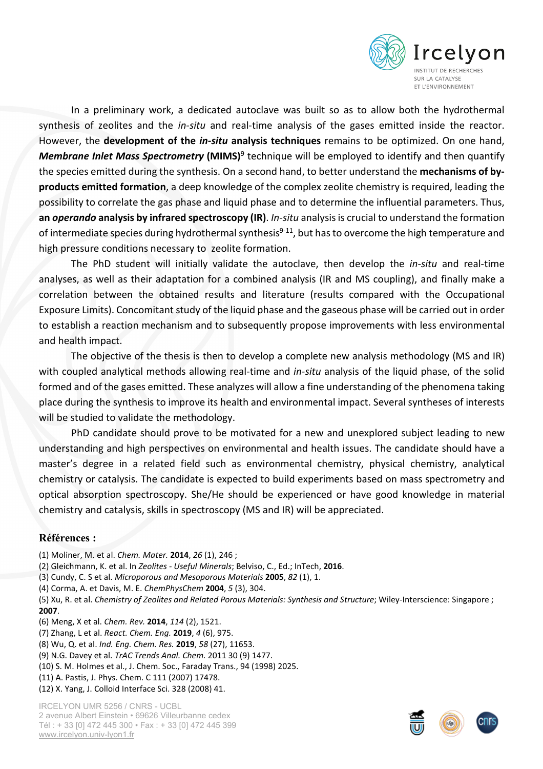In a preliminary work, a dedicated autoclave was built so as to allow both the hydrothermal synthesis of zeolites and the *in-situ* and real-time analysis of the gases emitted inside the reactor. However, the **development of the *in-situ* analysis techniques** remains to be optimized. On one hand, ***Membrane Inlet Mass Spectrometry* (MIMS)**[9] technique will be employed to identify and then quantify the species emitted during the synthesis. On a second hand, to better understand the **mechanisms of by-products emitted formation**, a deep knowledge of the complex zeolite chemistry is required, leading the possibility to correlate the gas phase and liquid phase and to determine the influential parameters. Thus, **an *operando* analysis by infrared spectroscopy (IR)**. *In-situ* analysis is crucial to understand the formation of intermediate species during hydrothermal synthesis[9-11], but has to overcome the high temperature and high pressure conditions necessary to zeolite formation.

The PhD student will initially validate the autoclave, then develop the *in-situ* and real-time analyses, as well as their adaptation for a combined analysis (IR and MS coupling), and finally make a correlation between the obtained results and literature (results compared with the Occupational Exposure Limits). Concomitant study of the liquid phase and the gaseous phase will be carried out in order to establish a reaction mechanism and to subsequently propose improvements with less environmental and health impact.

The objective of the thesis is then to develop a complete new analysis methodology (MS and IR) with coupled analytical methods allowing real-time and *in-situ* analysis of the liquid phase, of the solid formed and of the gases emitted. These analyzes will allow a fine understanding of the phenomena taking place during the synthesis to improve its health and environmental impact. Several syntheses of interests will be studied to validate the methodology.

PhD candidate should prove to be motivated for a new and unexplored subject leading to new understanding and high perspectives on environmental and health issues. The candidate should have a master's degree in a related field such as environmental chemistry, physical chemistry, analytical chemistry or catalysis. The candidate is expected to build experiments based on mass spectrometry and optical absorption spectroscopy. She/He should be experienced or have good knowledge in material chemistry and catalysis, skills in spectroscopy (MS and IR) will be appreciated.

## Références :

(1) Moliner, M. et al. *Chem. Mater.* **2014**, *26* (1), 246 ;
(2) Gleichmann, K. et al. In *Zeolites - Useful Minerals*; Belviso, C., Ed.; InTech, **2016**.
(3) Cundy, C. S et al. *Microporous and Mesoporous Materials* **2005**, *82* (1), 1.
(4) Corma, A. et Davis, M. E. *ChemPhysChem* **2004**, *5* (3), 304.
(5) Xu, R. et al. *Chemistry of Zeolites and Related Porous Materials: Synthesis and Structure*; Wiley-Interscience: Singapore ; **2007**.
(6) Meng, X et al. *Chem. Rev.* **2014**, *114* (2), 1521.
(7) Zhang, L et al. *React. Chem. Eng.* **2019**, *4* (6), 975.
(8) Wu, Q. et al. *Ind. Eng. Chem. Res.* **2019**, *58* (27), 11653.
(9) N.G. Davey et al. *TrAC Trends Anal. Chem.* 2011 30 (9) 1477.
(10) S. M. Holmes et al., J. Chem. Soc., Faraday Trans., 94 (1998) 2025.
(11) A. Pastis, J. Phys. Chem. C 111 (2007) 17478.
(12) X. Yang, J. Colloid Interface Sci. 328 (2008) 41.